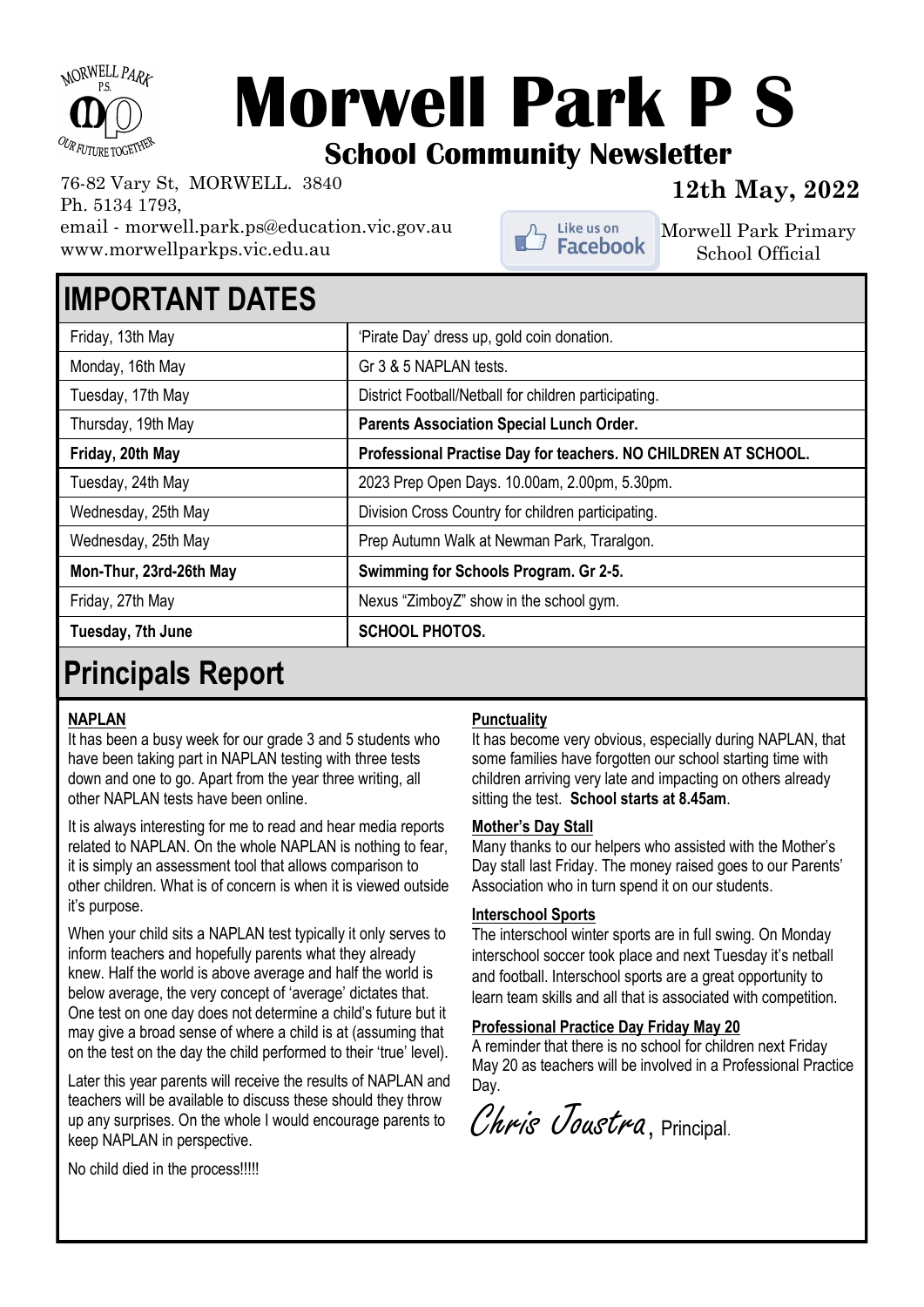# Morwell Park P S

## School Community Newsletter

76-82 Vary St, MORWELL. 3840
Ph. 5134 1793,
email - morwell.park.ps@education.vic.gov.au
www.morwellparkps.vic.edu.au

**12th May, 2022**

Like us on Facebook — Morwell Park Primary School Official

## IMPORTANT DATES

| | |
|---|---|
| Friday, 13th May | 'Pirate Day' dress up, gold coin donation. |
| Monday, 16th May | Gr 3 & 5 NAPLAN tests. |
| Tuesday, 17th May | District Football/Netball for children participating. |
| Thursday, 19th May | **Parents Association Special Lunch Order.** |
| **Friday, 20th May** | **Professional Practise Day for teachers. NO CHILDREN AT SCHOOL.** |
| Tuesday, 24th May | 2023 Prep Open Days. 10.00am, 2.00pm, 5.30pm. |
| Wednesday, 25th May | Division Cross Country for children participating. |
| Wednesday, 25th May | Prep Autumn Walk at Newman Park, Traralgon. |
| **Mon-Thur, 23rd-26th May** | **Swimming for Schools Program. Gr 2-5.** |
| Friday, 27th May | Nexus "ZimboyZ" show in the school gym. |
| **Tuesday, 7th June** | **SCHOOL PHOTOS.** |

## Principals Report

**NAPLAN**

It has been a busy week for our grade 3 and 5 students who have been taking part in NAPLAN testing with three tests down and one to go. Apart from the year three writing, all other NAPLAN tests have been online.

It is always interesting for me to read and hear media reports related to NAPLAN. On the whole NAPLAN is nothing to fear, it is simply an assessment tool that allows comparison to other children. What is of concern is when it is viewed outside it's purpose.

When your child sits a NAPLAN test typically it only serves to inform teachers and hopefully parents what they already knew. Half the world is above average and half the world is below average, the very concept of 'average' dictates that. One test on one day does not determine a child's future but it may give a broad sense of where a child is at (assuming that on the test on the day the child performed to their 'true' level).

Later this year parents will receive the results of NAPLAN and teachers will be available to discuss these should they throw up any surprises. On the whole I would encourage parents to keep NAPLAN in perspective.

No child died in the process!!!!!

**Punctuality**

It has become very obvious, especially during NAPLAN, that some families have forgotten our school starting time with children arriving very late and impacting on others already sitting the test. **School starts at 8.45am**.

**Mother's Day Stall**

Many thanks to our helpers who assisted with the Mother's Day stall last Friday. The money raised goes to our Parents' Association who in turn spend it on our students.

**Interschool Sports**

The interschool winter sports are in full swing. On Monday interschool soccer took place and next Tuesday it's netball and football. Interschool sports are a great opportunity to learn team skills and all that is associated with competition.

**Professional Practice Day Friday May 20**

A reminder that there is no school for children next Friday May 20 as teachers will be involved in a Professional Practice Day.

*Chris Joustra*, Principal.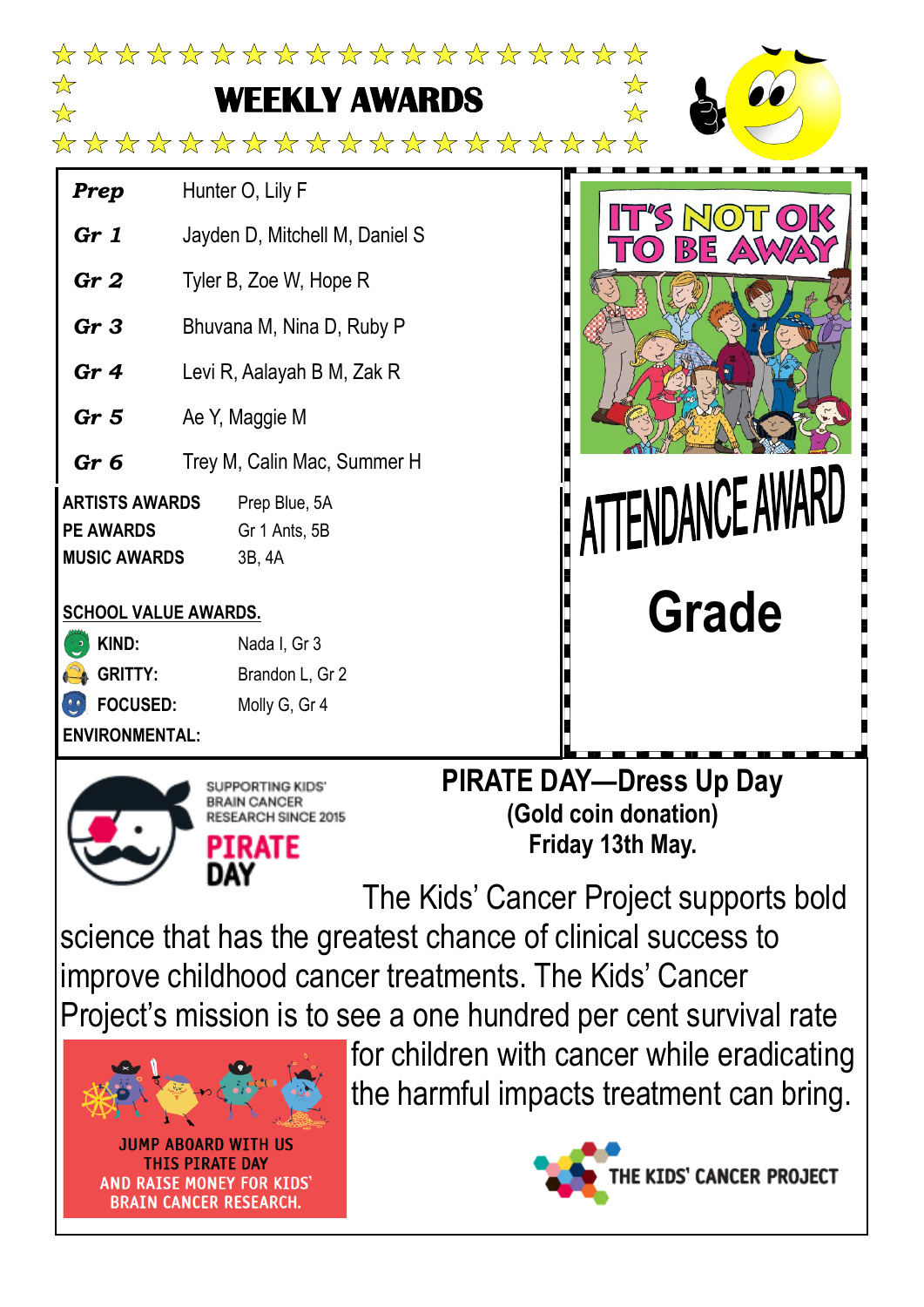# WEEKLY AWARDS

| | |
|---|---|
| ***Prep*** | Hunter O, Lily F |
| ***Gr 1*** | Jayden D, Mitchell M, Daniel S |
| ***Gr 2*** | Tyler B, Zoe W, Hope R |
| ***Gr 3*** | Bhuvana M, Nina D, Ruby P |
| ***Gr 4*** | Levi R, Aalayah B M, Zak R |
| ***Gr 5*** | Ae Y, Maggie M |
| ***Gr 6*** | Trey M, Calin Mac, Summer H |

| | |
|---|---|
| **ARTISTS AWARDS** | Prep Blue, 5A |
| **PE AWARDS** | Gr 1 Ants, 5B |
| **MUSIC AWARDS** | 3B, 4A |

**SCHOOL VALUE AWARDS.**

| | |
|---|---|
| **KIND:** | Nada I, Gr 3 |
| **GRITTY:** | Brandon L, Gr 2 |
| **FOCUSED:** | Molly G, Gr 4 |
| **ENVIRONMENTAL:** | |

IT'S NOT OK TO BE AWAY

## ATTENDANCE AWARD

## Grade

SUPPORTING KIDS' BRAIN CANCER RESEARCH SINCE 2015

PIRATE DAY

## PIRATE DAY—Dress Up Day

**(Gold coin donation)**

**Friday 13th May.**

The Kids' Cancer Project supports bold science that has the greatest chance of clinical success to improve childhood cancer treatments. The Kids' Cancer Project's mission is to see a one hundred per cent survival rate for children with cancer while eradicating the harmful impacts treatment can bring.

JUMP ABOARD WITH US THIS PIRATE DAY AND RAISE MONEY FOR KIDS' BRAIN CANCER RESEARCH.

THE KIDS' CANCER PROJECT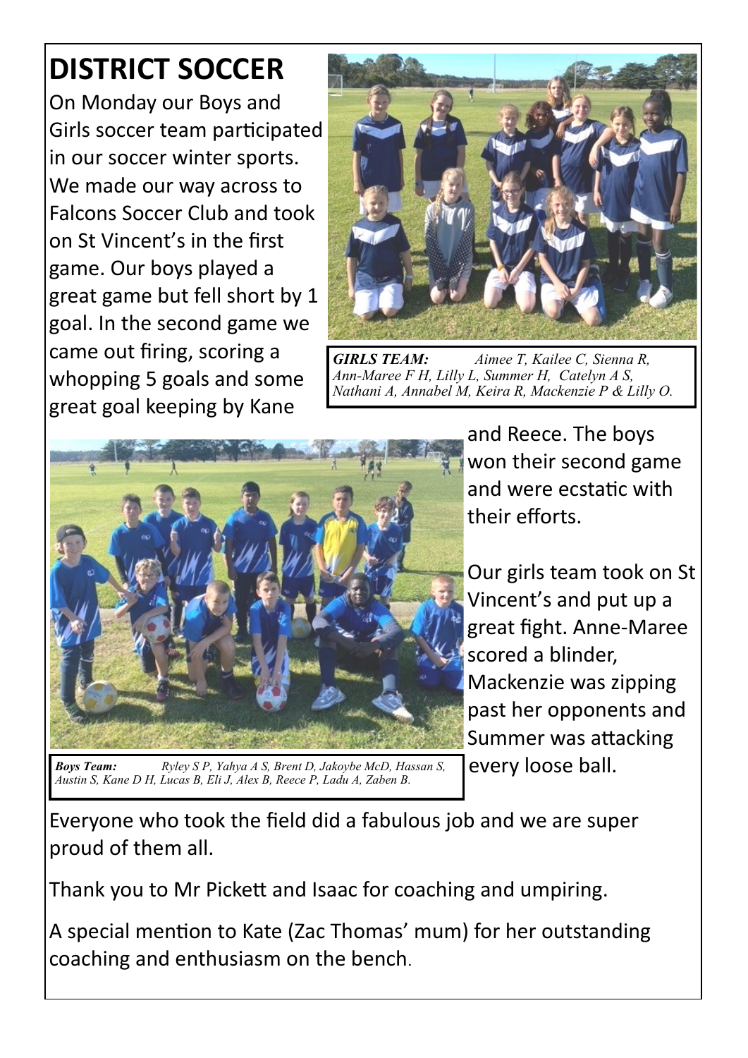# DISTRICT SOCCER

On Monday our Boys and Girls soccer team participated in our soccer winter sports. We made our way across to Falcons Soccer Club and took on St Vincent's in the first game. Our boys played a great game but fell short by 1 goal. In the second game we came out firing, scoring a whopping 5 goals and some great goal keeping by Kane and Reece. The boys won their second game and were ecstatic with their efforts.

***GIRLS TEAM:*** *Aimee T, Kailee C, Sienna R, Ann-Maree F H, Lilly L, Summer H, Catelyn A S, Nathani A, Annabel M, Keira R, Mackenzie P & Lilly O.*

Our girls team took on St Vincent's and put up a great fight. Anne-Maree scored a blinder, Mackenzie was zipping past her opponents and Summer was attacking every loose ball.

***Boys Team:*** *Ryley S P, Yahya A S, Brent D, Jakoybe McD, Hassan S, Austin S, Kane D H, Lucas B, Eli J, Alex B, Reece P, Ladu A, Zaben B.*

Everyone who took the field did a fabulous job and we are super proud of them all.

Thank you to Mr Pickett and Isaac for coaching and umpiring.

A special mention to Kate (Zac Thomas' mum) for her outstanding coaching and enthusiasm on the bench.